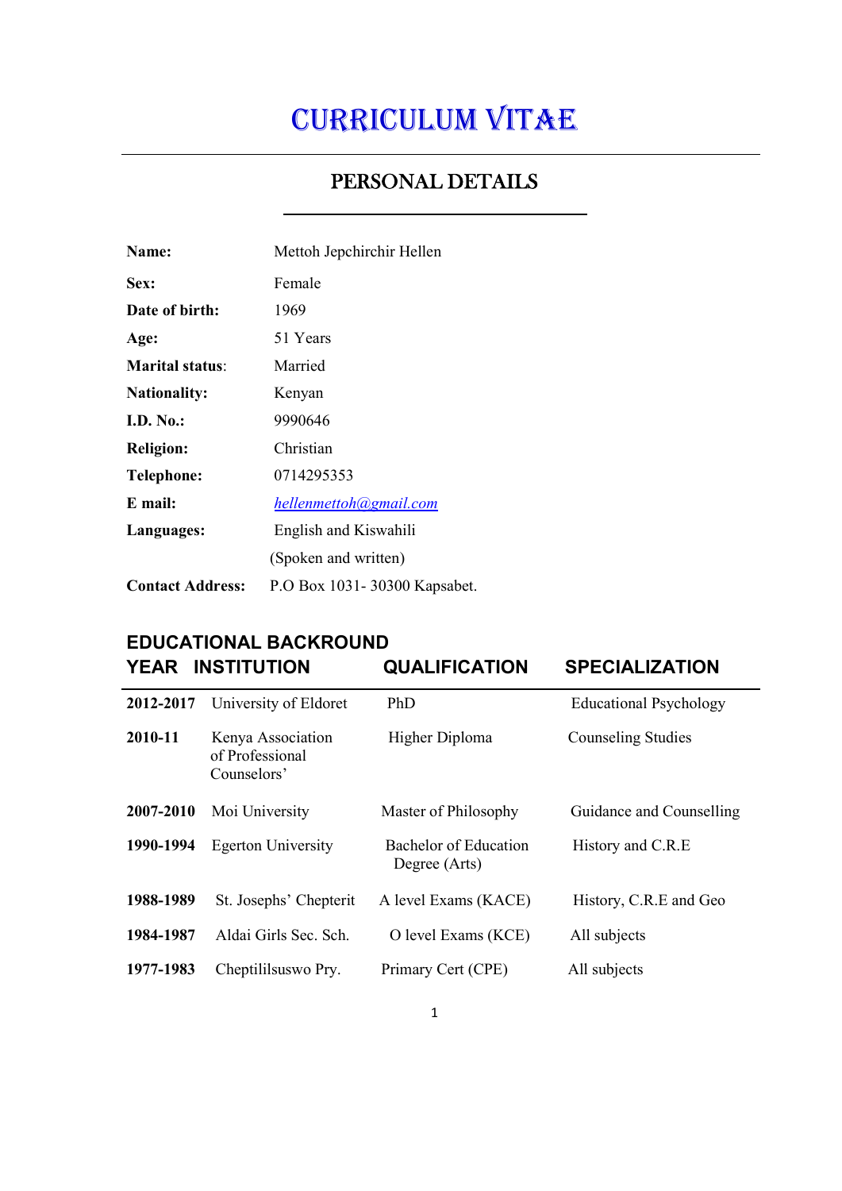# CURRICULUM VITAE

## PERSONAL DETAILS

| | |
|---|---|
| **Name:** | Mettoh Jepchirchir Hellen |
| **Sex:** | Female |
| **Date of birth:** | 1969 |
| **Age:** | 51 Years |
| **Marital status**: | Married |
| **Nationality:** | Kenyan |
| **I.D. No.:** | 9990646 |
| **Religion:** | Christian |
| **Telephone:** | 0714295353 |
| **E mail:** | *hellenmettoh@gmail.com* |
| **Languages:** | English and Kiswahili |
| | (Spoken and written) |
| **Contact Address:** | P.O Box 1031- 30300 Kapsabet. |

## EDUCATIONAL BACKROUND

| YEAR | INSTITUTION | QUALIFICATION | SPECIALIZATION |
|---|---|---|---|
| **2012-2017** | University of Eldoret | PhD | Educational Psychology |
| **2010-11** | Kenya Association of Professional Counselors' | Higher Diploma | Counseling Studies |
| **2007-2010** | Moi University | Master of Philosophy | Guidance and Counselling |
| **1990-1994** | Egerton University | Bachelor of Education Degree (Arts) | History and C.R.E |
| **1988-1989** | St. Josephs' Chepterit | A level Exams (KACE) | History, C.R.E and Geo |
| **1984-1987** | Aldai Girls Sec. Sch. | O level Exams (KCE) | All subjects |
| **1977-1983** | Cheptililsuswo Pry. | Primary Cert (CPE) | All subjects |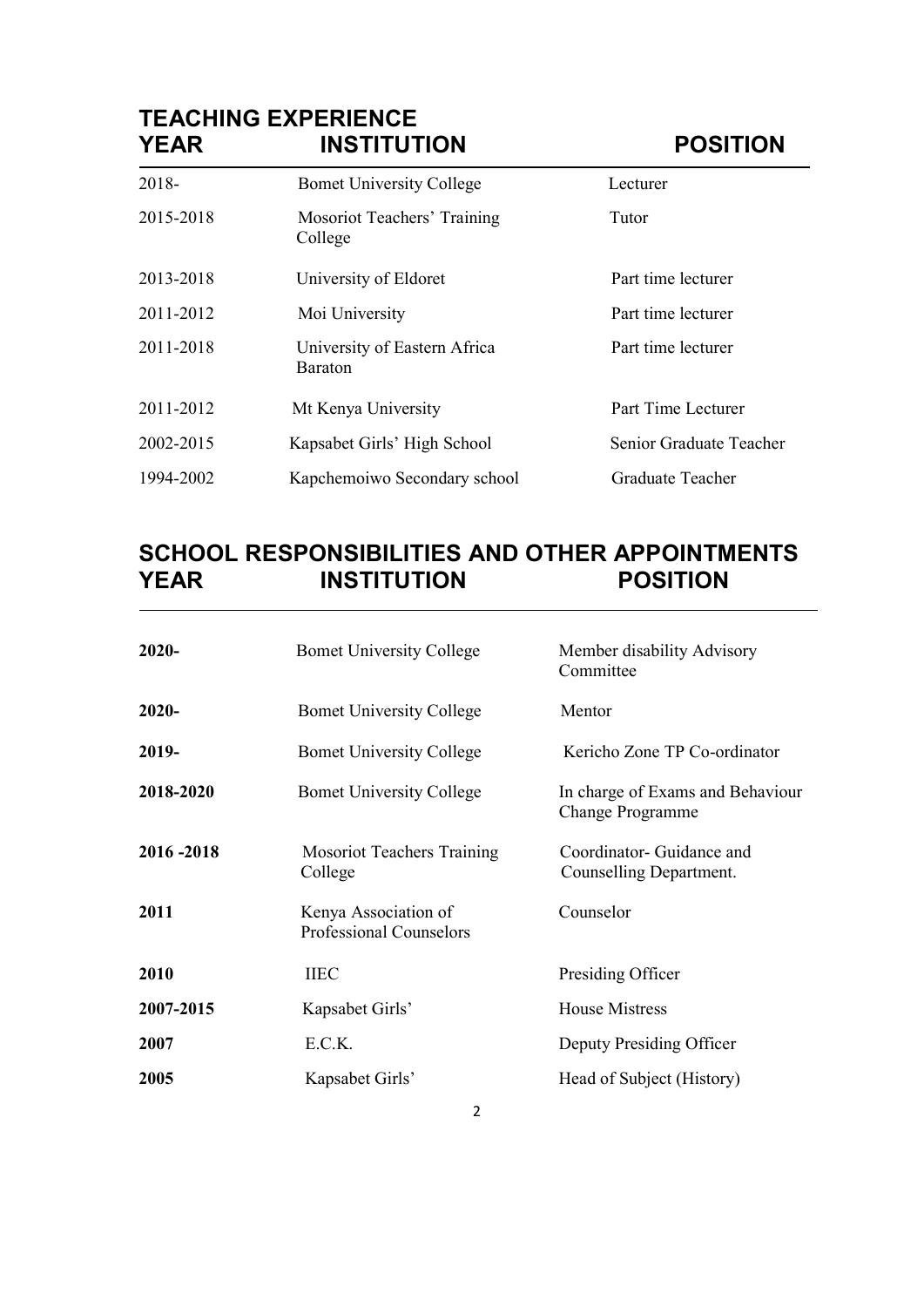## TEACHING EXPERIENCE

| YEAR | INSTITUTION | POSITION |
|---|---|---|
| 2018- | Bomet University College | Lecturer |
| 2015-2018 | Mosoriot Teachers' Training College | Tutor |
| 2013-2018 | University of Eldoret | Part time lecturer |
| 2011-2012 | Moi University | Part time lecturer |
| 2011-2018 | University of Eastern Africa Baraton | Part time lecturer |
| 2011-2012 | Mt Kenya University | Part Time Lecturer |
| 2002-2015 | Kapsabet Girls' High School | Senior Graduate Teacher |
| 1994-2002 | Kapchemoiwo Secondary school | Graduate Teacher |

## SCHOOL RESPONSIBILITIES AND OTHER APPOINTMENTS

| YEAR | INSTITUTION | POSITION |
|---|---|---|
| **2020-** | Bomet University College | Member disability Advisory Committee |
| **2020-** | Bomet University College | Mentor |
| **2019-** | Bomet University College | Kericho Zone TP Co-ordinator |
| **2018-2020** | Bomet University College | In charge of Exams and Behaviour Change Programme |
| **2016 -2018** | Mosoriot Teachers Training College | Coordinator- Guidance and Counselling Department. |
| **2011** | Kenya Association of Professional Counselors | Counselor |
| **2010** | IIEC | Presiding Officer |
| **2007-2015** | Kapsabet Girls' | House Mistress |
| **2007** | E.C.K. | Deputy Presiding Officer |
| **2005** | Kapsabet Girls' | Head of Subject (History) |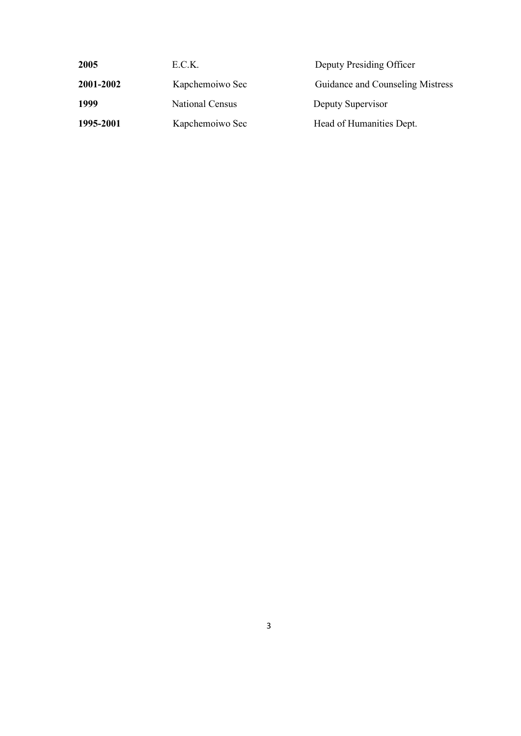| | | |
|---|---|---|
| **2005** | E.C.K. | Deputy Presiding Officer |
| **2001-2002** | Kapchemoiwo Sec | Guidance and Counseling Mistress |
| **1999** | National Census | Deputy Supervisor |
| **1995-2001** | Kapchemoiwo Sec | Head of Humanities Dept. |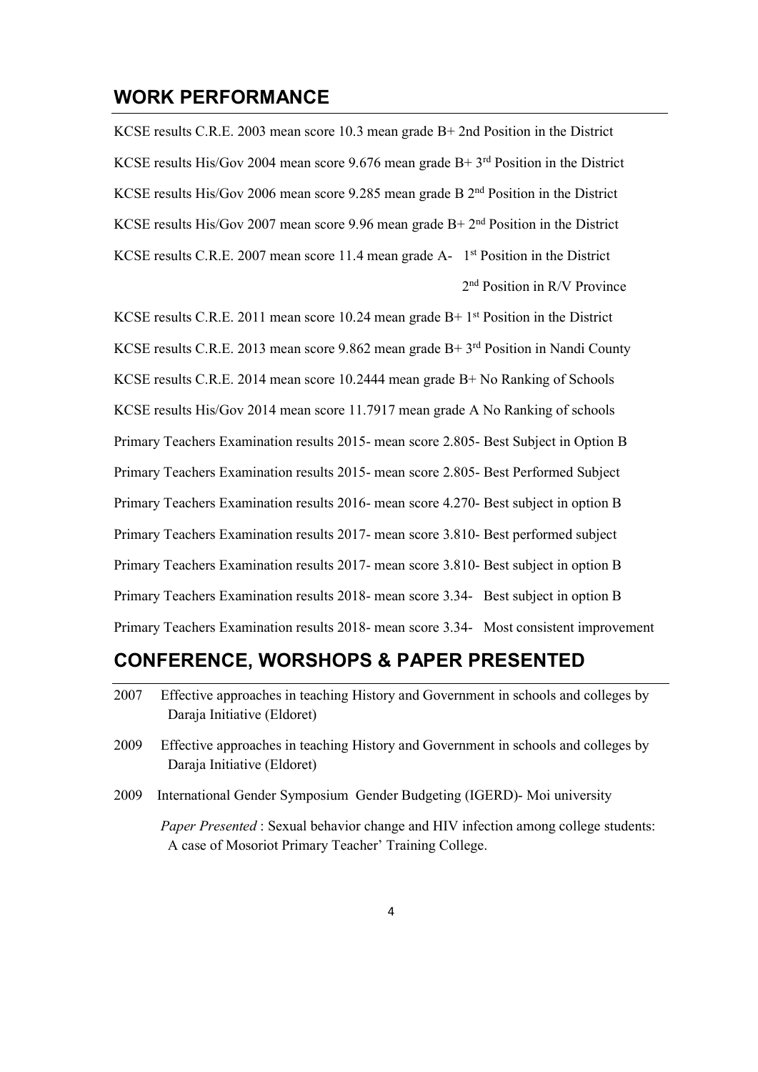## WORK PERFORMANCE

KCSE results C.R.E. 2003 mean score 10.3 mean grade B+ 2nd Position in the District

KCSE results His/Gov 2004 mean score 9.676 mean grade B+ 3rd Position in the District

KCSE results His/Gov 2006 mean score 9.285 mean grade B 2nd Position in the District

KCSE results His/Gov 2007 mean score 9.96 mean grade B+ 2nd Position in the District

KCSE results C.R.E. 2007 mean score 11.4 mean grade A- 1st Position in the District
2nd Position in R/V Province

KCSE results C.R.E. 2011 mean score 10.24 mean grade B+ 1st Position in the District

KCSE results C.R.E. 2013 mean score 9.862 mean grade B+ 3rd Position in Nandi County

KCSE results C.R.E. 2014 mean score 10.2444 mean grade B+ No Ranking of Schools

KCSE results His/Gov 2014 mean score 11.7917 mean grade A No Ranking of schools

Primary Teachers Examination results 2015- mean score 2.805- Best Subject in Option B

Primary Teachers Examination results 2015- mean score 2.805- Best Performed Subject

Primary Teachers Examination results 2016- mean score 4.270- Best subject in option B

Primary Teachers Examination results 2017- mean score 3.810- Best performed subject

Primary Teachers Examination results 2017- mean score 3.810- Best subject in option B

Primary Teachers Examination results 2018- mean score 3.34- Best subject in option B

Primary Teachers Examination results 2018- mean score 3.34- Most consistent improvement

## CONFERENCE, WORSHOPS & PAPER PRESENTED

2007 Effective approaches in teaching History and Government in schools and colleges by Daraja Initiative (Eldoret)

2009 Effective approaches in teaching History and Government in schools and colleges by Daraja Initiative (Eldoret)

2009 International Gender Symposium Gender Budgeting (IGERD)- Moi university

*Paper Presented* : Sexual behavior change and HIV infection among college students: A case of Mosoriot Primary Teacher' Training College.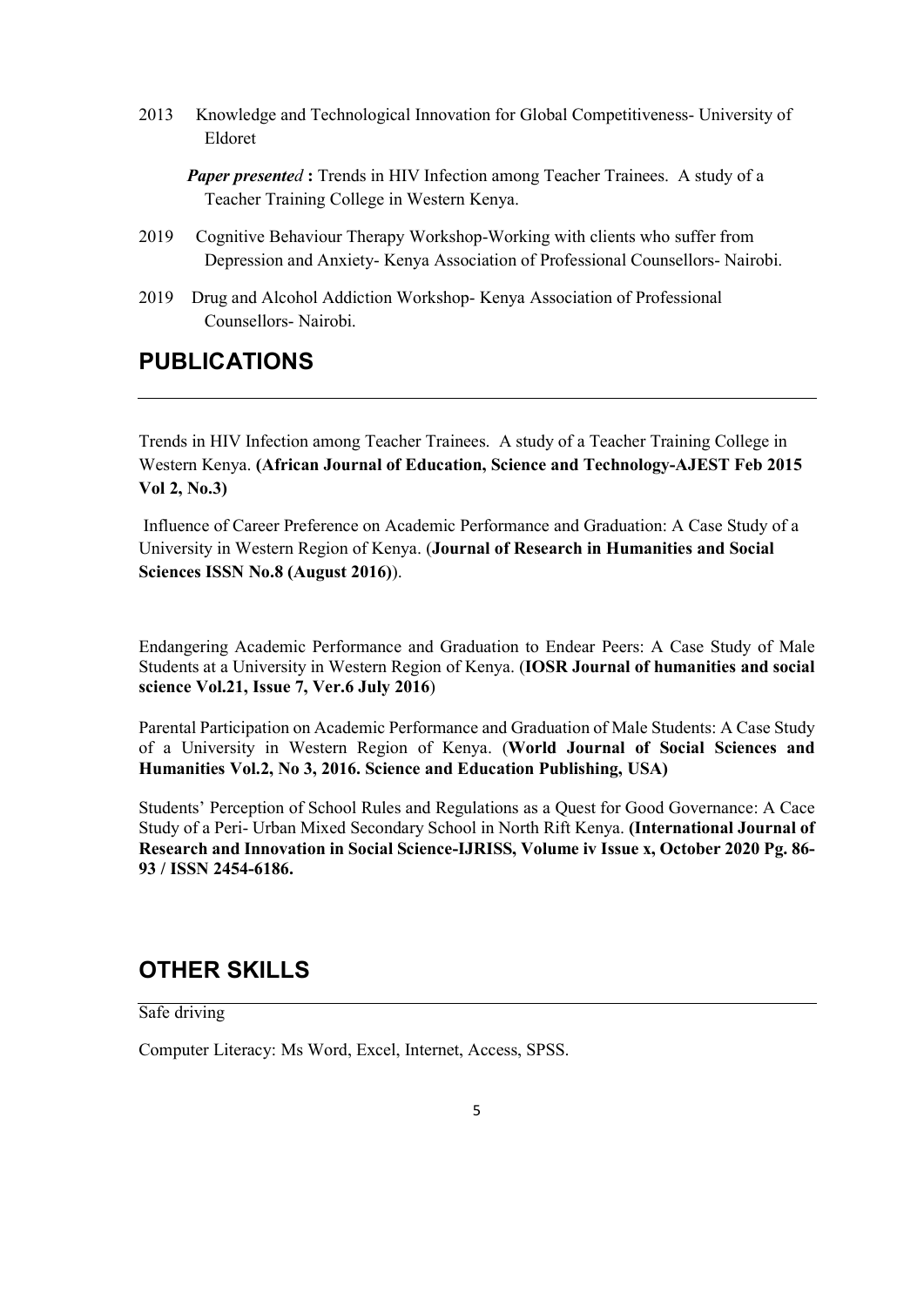2013 Knowledge and Technological Innovation for Global Competitiveness- University of Eldoret

***Paper presented*** **:** Trends in HIV Infection among Teacher Trainees. A study of a Teacher Training College in Western Kenya.

2019 Cognitive Behaviour Therapy Workshop-Working with clients who suffer from Depression and Anxiety- Kenya Association of Professional Counsellors- Nairobi.

2019 Drug and Alcohol Addiction Workshop- Kenya Association of Professional Counsellors- Nairobi.

## PUBLICATIONS

Trends in HIV Infection among Teacher Trainees. A study of a Teacher Training College in Western Kenya. **(African Journal of Education, Science and Technology-AJEST Feb 2015 Vol 2, No.3)**

Influence of Career Preference on Academic Performance and Graduation: A Case Study of a University in Western Region of Kenya. (**Journal of Research in Humanities and Social Sciences ISSN No.8 (August 2016)**).

Endangering Academic Performance and Graduation to Endear Peers: A Case Study of Male Students at a University in Western Region of Kenya. (**IOSR Journal of humanities and social science Vol.21, Issue 7, Ver.6 July 2016**)

Parental Participation on Academic Performance and Graduation of Male Students: A Case Study of a University in Western Region of Kenya. (**World Journal of Social Sciences and Humanities Vol.2, No 3, 2016. Science and Education Publishing, USA)**

Students' Perception of School Rules and Regulations as a Quest for Good Governance: A Cace Study of a Peri- Urban Mixed Secondary School in North Rift Kenya. **(International Journal of Research and Innovation in Social Science-IJRISS, Volume iv Issue x, October 2020 Pg. 86-93 / ISSN 2454-6186.**

## OTHER SKILLS

Safe driving

Computer Literacy: Ms Word, Excel, Internet, Access, SPSS.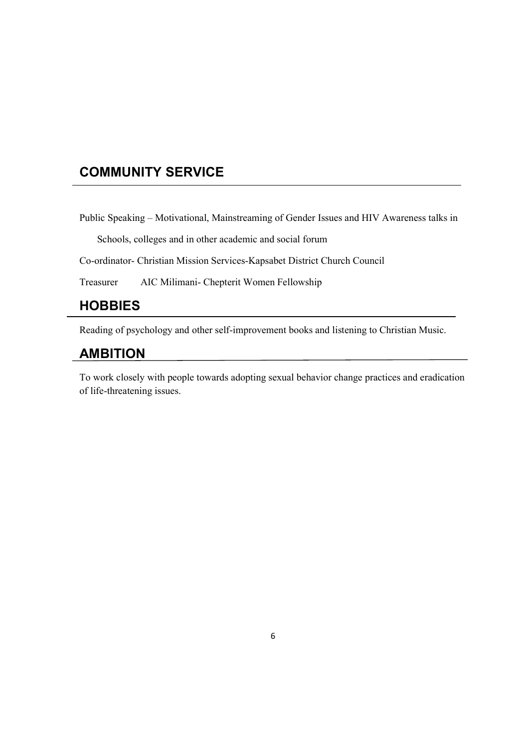## COMMUNITY SERVICE

Public Speaking – Motivational, Mainstreaming of Gender Issues and HIV Awareness talks in Schools, colleges and in other academic and social forum

Co-ordinator- Christian Mission Services-Kapsabet District Church Council

Treasurer AIC Milimani- Chepterit Women Fellowship

## HOBBIES

Reading of psychology and other self-improvement books and listening to Christian Music.

## AMBITION

To work closely with people towards adopting sexual behavior change practices and eradication of life-threatening issues.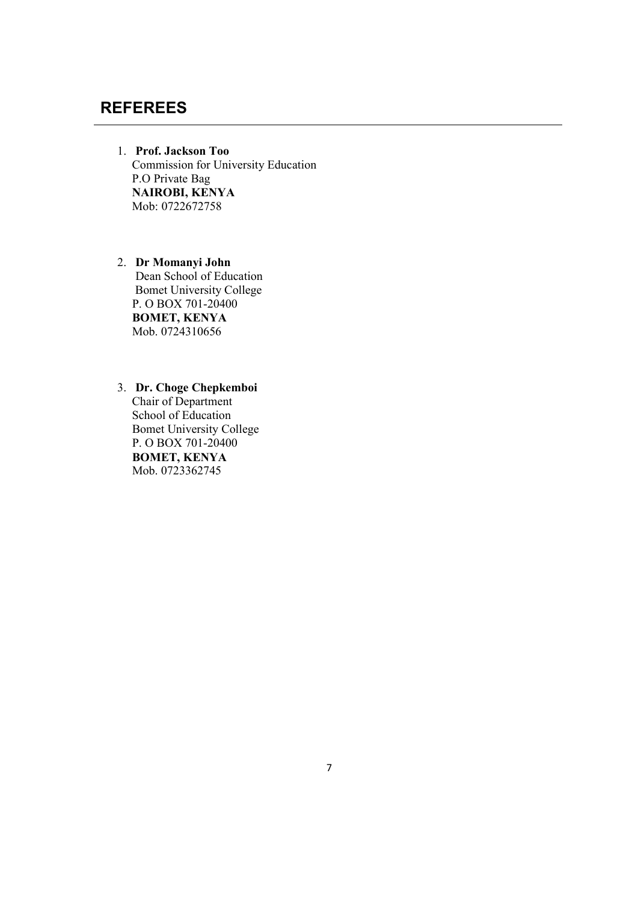## REFEREES

1. **Prof. Jackson Too**
   Commission for University Education
   P.O Private Bag
   **NAIROBI, KENYA**
   Mob: 0722672758

2. **Dr Momanyi John**
   Dean School of Education
   Bomet University College
   P. O BOX 701-20400
   **BOMET, KENYA**
   Mob. 0724310656

3. **Dr. Choge Chepkemboi**
   Chair of Department
   School of Education
   Bomet University College
   P. O BOX 701-20400
   **BOMET, KENYA**
   Mob. 0723362745